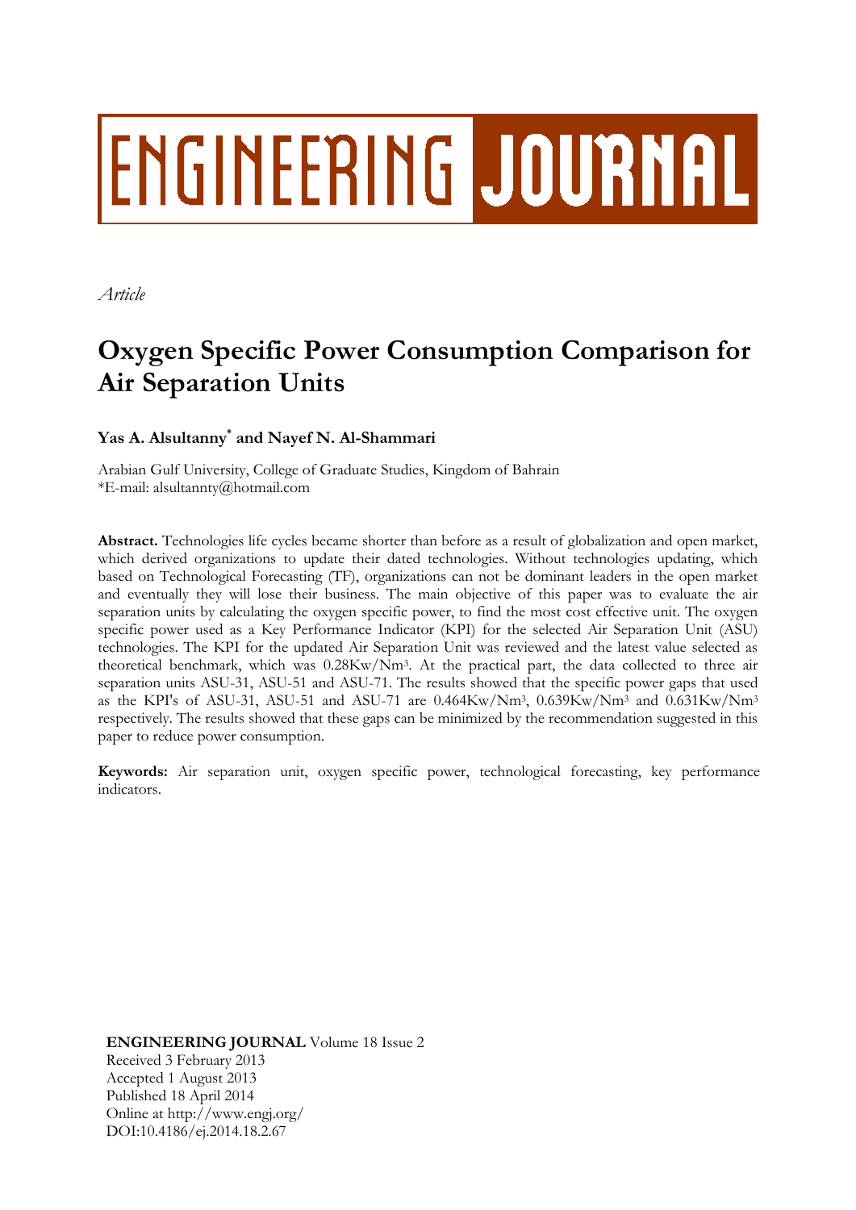# ENGINEERING JOURNAL

*Article*

# Oxygen Specific Power Consumption Comparison for Air Separation Units

**Yas A. Alsultanny\* and Nayef N. Al-Shammari**

Arabian Gulf University, College of Graduate Studies, Kingdom of Bahrain
\*E-mail: alsultannty@hotmail.com

**Abstract.** Technologies life cycles became shorter than before as a result of globalization and open market, which derived organizations to update their dated technologies. Without technologies updating, which based on Technological Forecasting (TF), organizations can not be dominant leaders in the open market and eventually they will lose their business. The main objective of this paper was to evaluate the air separation units by calculating the oxygen specific power, to find the most cost effective unit. The oxygen specific power used as a Key Performance Indicator (KPI) for the selected Air Separation Unit (ASU) technologies. The KPI for the updated Air Separation Unit was reviewed and the latest value selected as theoretical benchmark, which was 0.28Kw/Nm$^3$. At the practical part, the data collected to three air separation units ASU-31, ASU-51 and ASU-71. The results showed that the specific power gaps that used as the KPI's of ASU-31, ASU-51 and ASU-71 are 0.464Kw/Nm$^3$, 0.639Kw/Nm$^3$ and 0.631Kw/Nm$^3$ respectively. The results showed that these gaps can be minimized by the recommendation suggested in this paper to reduce power consumption.

**Keywords:** Air separation unit, oxygen specific power, technological forecasting, key performance indicators.

**ENGINEERING JOURNAL** Volume 18 Issue 2
Received 3 February 2013
Accepted 1 August 2013
Published 18 April 2014
Online at http://www.engj.org/
DOI:10.4186/ej.2014.18.2.67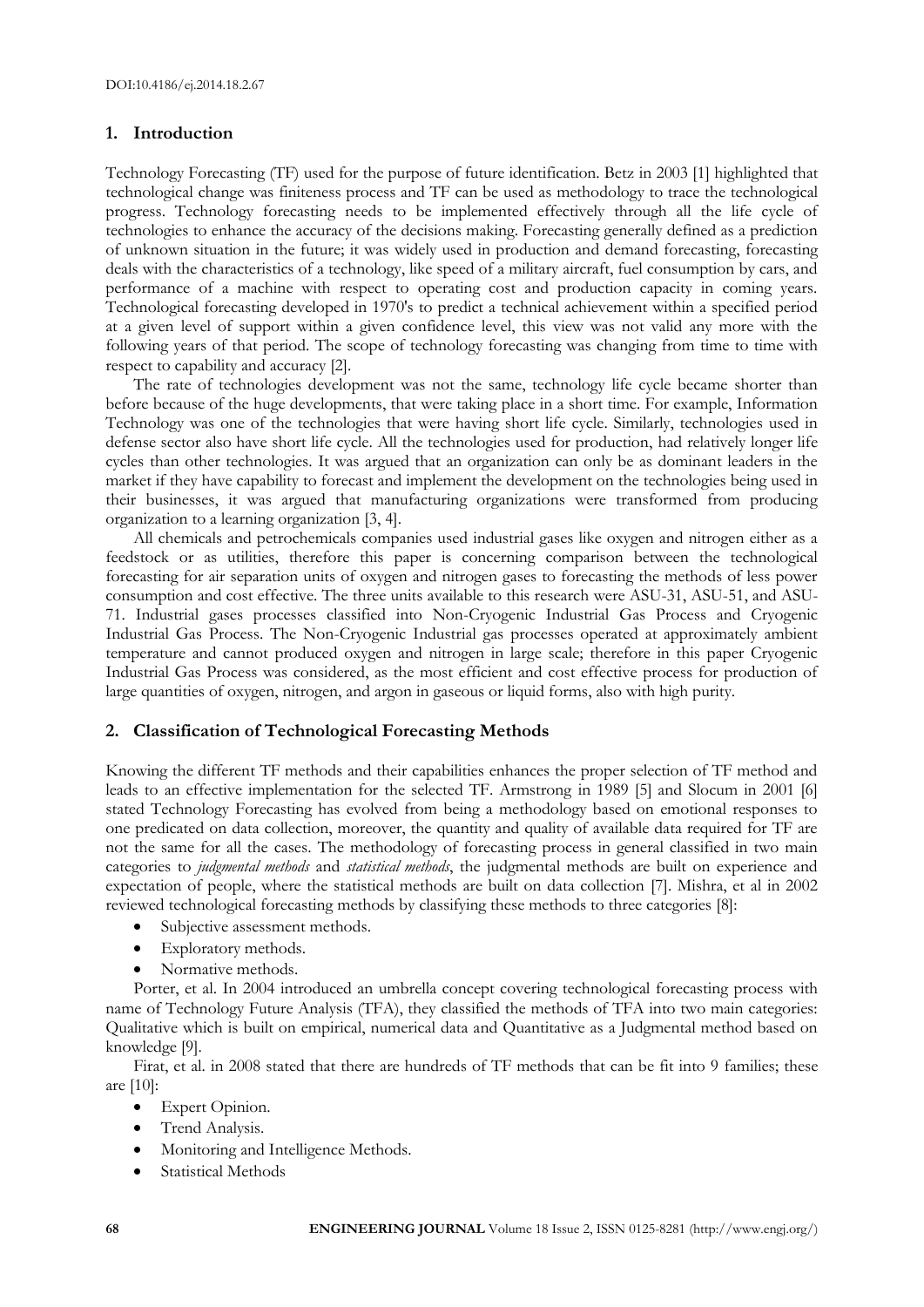## 1. Introduction

Technology Forecasting (TF) used for the purpose of future identification. Betz in 2003 [1] highlighted that technological change was finiteness process and TF can be used as methodology to trace the technological progress. Technology forecasting needs to be implemented effectively through all the life cycle of technologies to enhance the accuracy of the decisions making. Forecasting generally defined as a prediction of unknown situation in the future; it was widely used in production and demand forecasting, forecasting deals with the characteristics of a technology, like speed of a military aircraft, fuel consumption by cars, and performance of a machine with respect to operating cost and production capacity in coming years. Technological forecasting developed in 1970's to predict a technical achievement within a specified period at a given level of support within a given confidence level, this view was not valid any more with the following years of that period. The scope of technology forecasting was changing from time to time with respect to capability and accuracy [2].

The rate of technologies development was not the same, technology life cycle became shorter than before because of the huge developments, that were taking place in a short time. For example, Information Technology was one of the technologies that were having short life cycle. Similarly, technologies used in defense sector also have short life cycle. All the technologies used for production, had relatively longer life cycles than other technologies. It was argued that an organization can only be as dominant leaders in the market if they have capability to forecast and implement the development on the technologies being used in their businesses, it was argued that manufacturing organizations were transformed from producing organization to a learning organization [3, 4].

All chemicals and petrochemicals companies used industrial gases like oxygen and nitrogen either as a feedstock or as utilities, therefore this paper is concerning comparison between the technological forecasting for air separation units of oxygen and nitrogen gases to forecasting the methods of less power consumption and cost effective. The three units available to this research were ASU-31, ASU-51, and ASU-71. Industrial gases processes classified into Non-Cryogenic Industrial Gas Process and Cryogenic Industrial Gas Process. The Non-Cryogenic Industrial gas processes operated at approximately ambient temperature and cannot produced oxygen and nitrogen in large scale; therefore in this paper Cryogenic Industrial Gas Process was considered, as the most efficient and cost effective process for production of large quantities of oxygen, nitrogen, and argon in gaseous or liquid forms, also with high purity.

## 2. Classification of Technological Forecasting Methods

Knowing the different TF methods and their capabilities enhances the proper selection of TF method and leads to an effective implementation for the selected TF. Armstrong in 1989 [5] and Slocum in 2001 [6] stated Technology Forecasting has evolved from being a methodology based on emotional responses to one predicated on data collection, moreover, the quantity and quality of available data required for TF are not the same for all the cases. The methodology of forecasting process in general classified in two main categories to *judgmental methods* and *statistical methods*, the judgmental methods are built on experience and expectation of people, where the statistical methods are built on data collection [7]. Mishra, et al in 2002 reviewed technological forecasting methods by classifying these methods to three categories [8]:

- Subjective assessment methods.
- Exploratory methods.
- Normative methods.

Porter, et al. In 2004 introduced an umbrella concept covering technological forecasting process with name of Technology Future Analysis (TFA), they classified the methods of TFA into two main categories: Qualitative which is built on empirical, numerical data and Quantitative as a Judgmental method based on knowledge [9].

Firat, et al. in 2008 stated that there are hundreds of TF methods that can be fit into 9 families; these are [10]:

- Expert Opinion.
- Trend Analysis.
- Monitoring and Intelligence Methods.
- Statistical Methods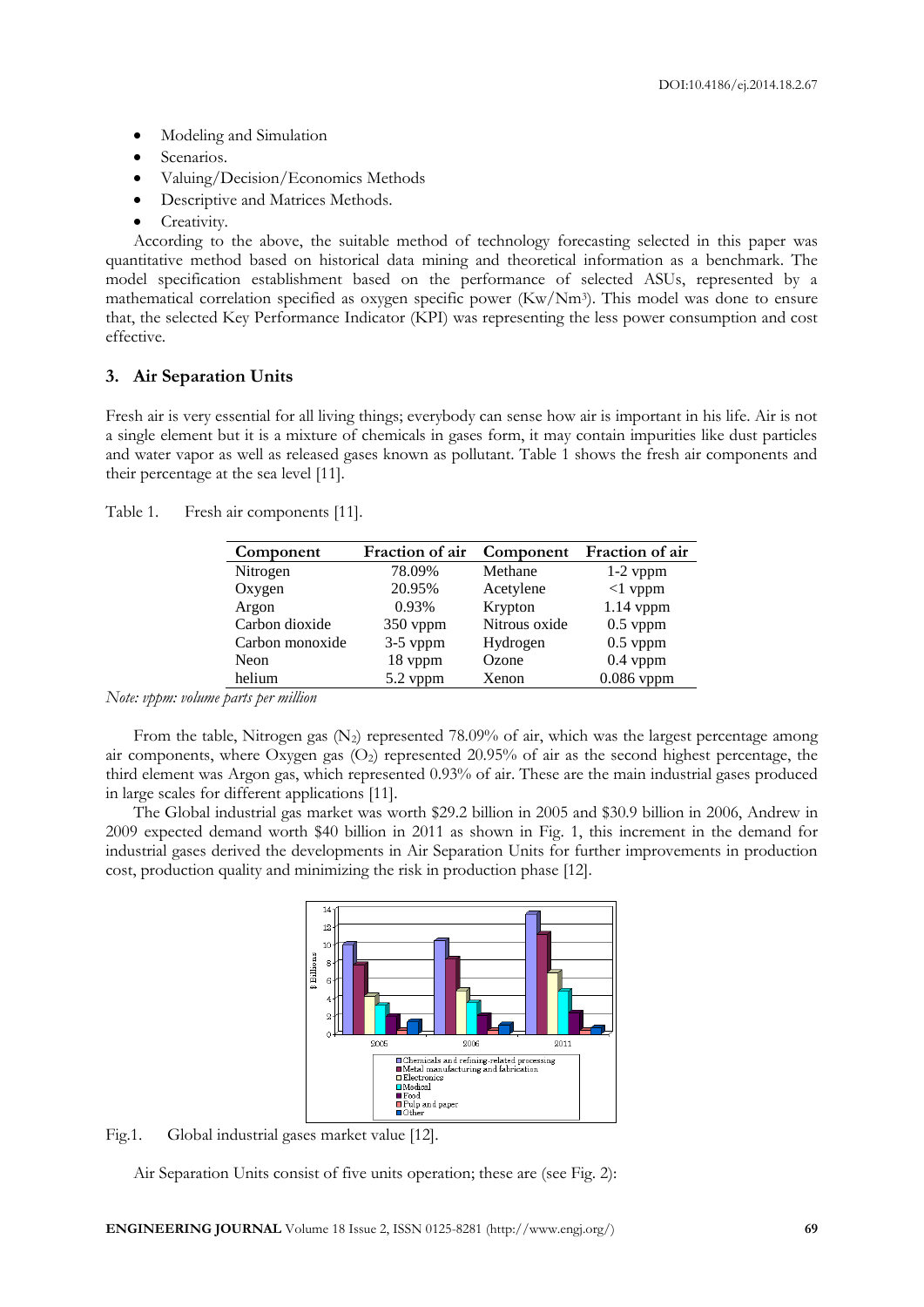- Modeling and Simulation
- Scenarios.
- Valuing/Decision/Economics Methods
- Descriptive and Matrices Methods.
- Creativity.

According to the above, the suitable method of technology forecasting selected in this paper was quantitative method based on historical data mining and theoretical information as a benchmark. The model specification establishment based on the performance of selected ASUs, represented by a mathematical correlation specified as oxygen specific power (Kw/Nm$^3$). This model was done to ensure that, the selected Key Performance Indicator (KPI) was representing the less power consumption and cost effective.

## 3. Air Separation Units

Fresh air is very essential for all living things; everybody can sense how air is important in his life. Air is not a single element but it is a mixture of chemicals in gases form, it may contain impurities like dust particles and water vapor as well as released gases known as pollutant. Table 1 shows the fresh air components and their percentage at the sea level [11].

Table 1. Fresh air components [11].

| Component | Fraction of air | Component | Fraction of air |
|---|---|---|---|
| Nitrogen | 78.09% | Methane | 1-2 vppm |
| Oxygen | 20.95% | Acetylene | <1 vppm |
| Argon | 0.93% | Krypton | 1.14 vppm |
| Carbon dioxide | 350 vppm | Nitrous oxide | 0.5 vppm |
| Carbon monoxide | 3-5 vppm | Hydrogen | 0.5 vppm |
| Neon | 18 vppm | Ozone | 0.4 vppm |
| helium | 5.2 vppm | Xenon | 0.086 vppm |

*Note: vppm: volume parts per million*

From the table, Nitrogen gas ($N_2$) represented 78.09% of air, which was the largest percentage among air components, where Oxygen gas ($O_2$) represented 20.95% of air as the second highest percentage, the third element was Argon gas, which represented 0.93% of air. These are the main industrial gases produced in large scales for different applications [11].

The Global industrial gas market was worth $29.2 billion in 2005 and $30.9 billion in 2006, Andrew in 2009 expected demand worth $40 billion in 2011 as shown in Fig. 1, this increment in the demand for industrial gases derived the developments in Air Separation Units for further improvements in production cost, production quality and minimizing the risk in production phase [12].

Fig.1. Global industrial gases market value [12].

Air Separation Units consist of five units operation; these are (see Fig. 2):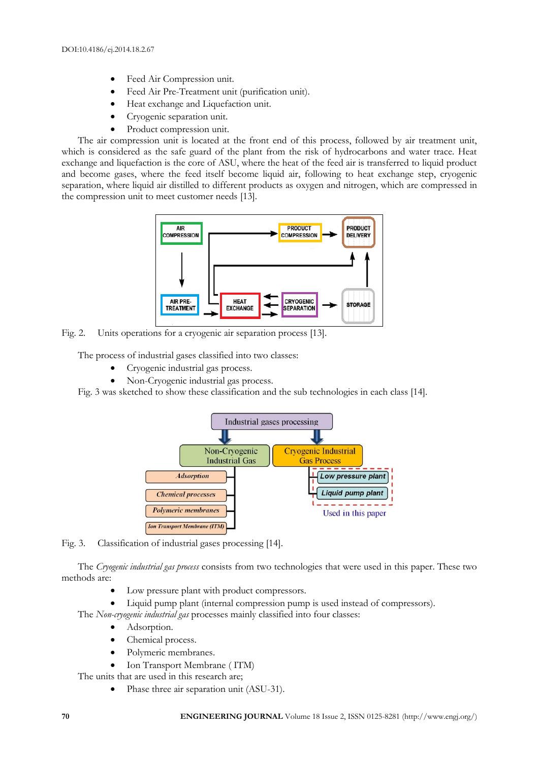- Feed Air Compression unit.
- Feed Air Pre-Treatment unit (purification unit).
- Heat exchange and Liquefaction unit.
- Cryogenic separation unit.
- Product compression unit.

The air compression unit is located at the front end of this process, followed by air treatment unit, which is considered as the safe guard of the plant from the risk of hydrocarbons and water trace. Heat exchange and liquefaction is the core of ASU, where the heat of the feed air is transferred to liquid product and become gases, where the feed itself become liquid air, following to heat exchange step, cryogenic separation, where liquid air distilled to different products as oxygen and nitrogen, which are compressed in the compression unit to meet customer needs [13].

Fig. 2. Units operations for a cryogenic air separation process [13].

The process of industrial gases classified into two classes:

- Cryogenic industrial gas process.
- Non-Cryogenic industrial gas process.

Fig. 3 was sketched to show these classification and the sub technologies in each class [14].

Fig. 3. Classification of industrial gases processing [14].

The *Cryogenic industrial gas process* consists from two technologies that were used in this paper. These two methods are:

- Low pressure plant with product compressors.
- Liquid pump plant (internal compression pump is used instead of compressors).

The *Non-cryogenic industrial gas* processes mainly classified into four classes:

- Adsorption.
- Chemical process.
- Polymeric membranes.
- Ion Transport Membrane ( ITM)

The units that are used in this research are;

- Phase three air separation unit (ASU-31).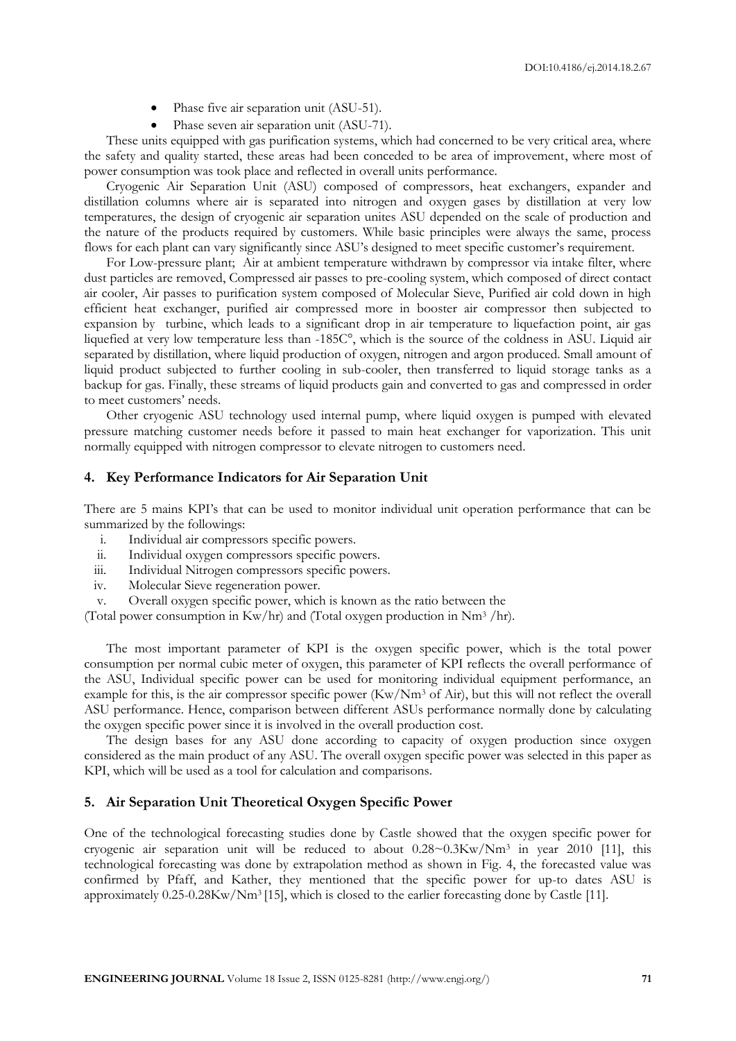- Phase five air separation unit (ASU-51).
- Phase seven air separation unit (ASU-71).

These units equipped with gas purification systems, which had concerned to be very critical area, where the safety and quality started, these areas had been conceded to be area of improvement, where most of power consumption was took place and reflected in overall units performance.

Cryogenic Air Separation Unit (ASU) composed of compressors, heat exchangers, expander and distillation columns where air is separated into nitrogen and oxygen gases by distillation at very low temperatures, the design of cryogenic air separation unites ASU depended on the scale of production and the nature of the products required by customers. While basic principles were always the same, process flows for each plant can vary significantly since ASU's designed to meet specific customer's requirement.

For Low-pressure plant; Air at ambient temperature withdrawn by compressor via intake filter, where dust particles are removed, Compressed air passes to pre-cooling system, which composed of direct contact air cooler, Air passes to purification system composed of Molecular Sieve, Purified air cold down in high efficient heat exchanger, purified air compressed more in booster air compressor then subjected to expansion by turbine, which leads to a significant drop in air temperature to liquefaction point, air gas liquefied at very low temperature less than -185C°, which is the source of the coldness in ASU. Liquid air separated by distillation, where liquid production of oxygen, nitrogen and argon produced. Small amount of liquid product subjected to further cooling in sub-cooler, then transferred to liquid storage tanks as a backup for gas. Finally, these streams of liquid products gain and converted to gas and compressed in order to meet customers' needs.

Other cryogenic ASU technology used internal pump, where liquid oxygen is pumped with elevated pressure matching customer needs before it passed to main heat exchanger for vaporization. This unit normally equipped with nitrogen compressor to elevate nitrogen to customers need.

## 4. Key Performance Indicators for Air Separation Unit

There are 5 mains KPI's that can be used to monitor individual unit operation performance that can be summarized by the followings:

i. Individual air compressors specific powers.
ii. Individual oxygen compressors specific powers.
iii. Individual Nitrogen compressors specific powers.
iv. Molecular Sieve regeneration power.
v. Overall oxygen specific power, which is known as the ratio between the

(Total power consumption in Kw/hr) and (Total oxygen production in Nm$^3$ /hr).

The most important parameter of KPI is the oxygen specific power, which is the total power consumption per normal cubic meter of oxygen, this parameter of KPI reflects the overall performance of the ASU, Individual specific power can be used for monitoring individual equipment performance, an example for this, is the air compressor specific power (Kw/Nm$^3$ of Air), but this will not reflect the overall ASU performance. Hence, comparison between different ASUs performance normally done by calculating the oxygen specific power since it is involved in the overall production cost.

The design bases for any ASU done according to capacity of oxygen production since oxygen considered as the main product of any ASU. The overall oxygen specific power was selected in this paper as KPI, which will be used as a tool for calculation and comparisons.

## 5. Air Separation Unit Theoretical Oxygen Specific Power

One of the technological forecasting studies done by Castle showed that the oxygen specific power for cryogenic air separation unit will be reduced to about 0.28~0.3Kw/Nm$^3$ in year 2010 [11], this technological forecasting was done by extrapolation method as shown in Fig. 4, the forecasted value was confirmed by Pfaff, and Kather, they mentioned that the specific power for up-to dates ASU is approximately 0.25-0.28Kw/Nm$^3$ [15], which is closed to the earlier forecasting done by Castle [11].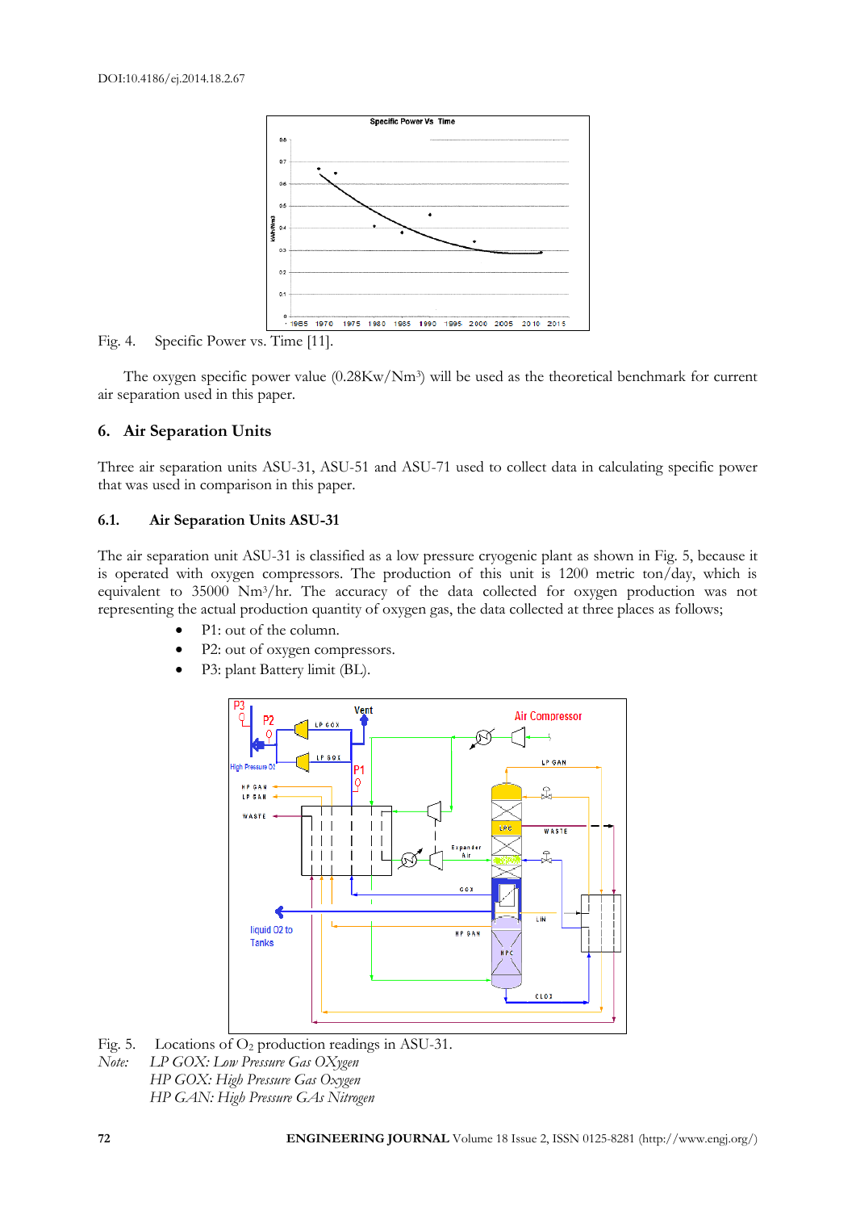Fig. 4. Specific Power vs. Time [11].

The oxygen specific power value (0.28Kw/Nm³) will be used as the theoretical benchmark for current air separation used in this paper.

## 6. Air Separation Units

Three air separation units ASU-31, ASU-51 and ASU-71 used to collect data in calculating specific power that was used in comparison in this paper.

### 6.1. Air Separation Units ASU-31

The air separation unit ASU-31 is classified as a low pressure cryogenic plant as shown in Fig. 5, because it is operated with oxygen compressors. The production of this unit is 1200 metric ton/day, which is equivalent to 35000 Nm³/hr. The accuracy of the data collected for oxygen production was not representing the actual production quantity of oxygen gas, the data collected at three places as follows;

- P1: out of the column.
- P2: out of oxygen compressors.
- P3: plant Battery limit (BL).

Fig. 5. Locations of $O_2$ production readings in ASU-31.

*Note:* *LP GOX: Low Pressure Gas OXygen*
*HP GOX: High Pressure Gas Oxygen*
*HP GAN: High Pressure GAs Nitrogen*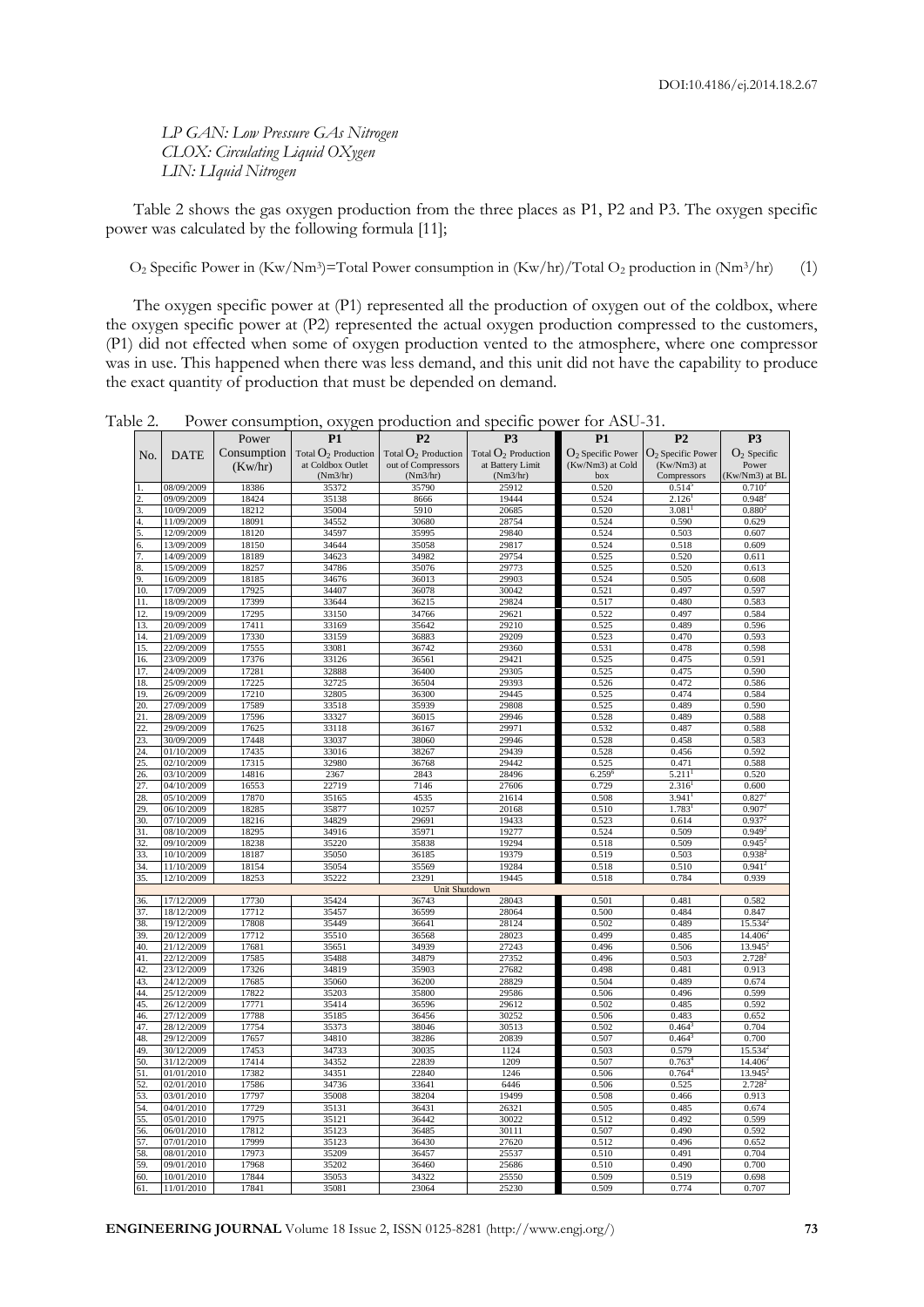*LP GAN: Low Pressure GAs Nitrogen*
*CLOX: Circulating Liquid OXygen*
*LIN: LIquid Nitrogen*

Table 2 shows the gas oxygen production from the three places as P1, P2 and P3. The oxygen specific power was calculated by the following formula [11];

$$O_2 \text{ Specific Power in } (Kw/Nm^3) = \text{Total Power consumption in } (Kw/hr) / \text{Total } O_2 \text{ production in } (Nm^3/hr) \quad (1)$$

The oxygen specific power at (P1) represented all the production of oxygen out of the coldbox, where the oxygen specific power at (P2) represented the actual oxygen production compressed to the customers, (P1) did not effected when some of oxygen production vented to the atmosphere, where one compressor was in use. This happened when there was less demand, and this unit did not have the capability to produce the exact quantity of production that must be depended on demand.

Table 2. Power consumption, oxygen production and specific power for ASU-31.

| No. | DATE | Power Consumption (Kw/hr) | P1 Total $O_2$ Production at Coldbox Outlet (Nm3/hr) | P2 Total $O_2$ Production out of Compressors (Nm3/hr) | P3 Total $O_2$ Production at Battery Limit (Nm3/hr) | P1 $O_2$ Specific Power (Kw/Nm3) at Cold box | P2 $O_2$ Specific Power (Kw/Nm3) at Compressors | P3 $O_2$ Specific Power (Kw/Nm3) at BL |
|---|---|---|---|---|---|---|---|---|
| 1. | 08/09/2009 | 18386 | 35372 | 35790 | 25912 | 0.520 | 0.514[2] | 0.710[2] |
| 2. | 09/09/2009 | 18424 | 35138 | 8666 | 19444 | 0.524 | 2.126[1] | 0.948[2] |
| 3. | 10/09/2009 | 18212 | 35004 | 5910 | 20685 | 0.520 | 3.081[1] | 0.880[2] |
| 4. | 11/09/2009 | 18091 | 34552 | 30680 | 28754 | 0.524 | 0.590 | 0.629 |
| 5. | 12/09/2009 | 18120 | 34597 | 35995 | 29840 | 0.524 | 0.503 | 0.607 |
| 6. | 13/09/2009 | 18150 | 34644 | 35058 | 29817 | 0.524 | 0.518 | 0.609 |
| 7. | 14/09/2009 | 18189 | 34623 | 34982 | 29754 | 0.525 | 0.520 | 0.611 |
| 8. | 15/09/2009 | 18257 | 34786 | 35076 | 29773 | 0.525 | 0.520 | 0.613 |
| 9. | 16/09/2009 | 18185 | 34676 | 36013 | 29903 | 0.524 | 0.505 | 0.608 |
| 10. | 17/09/2009 | 17925 | 34407 | 36078 | 30042 | 0.521 | 0.497 | 0.597 |
| 11. | 18/09/2009 | 17399 | 33644 | 36215 | 29824 | 0.517 | 0.480 | 0.583 |
| 12. | 19/09/2009 | 17295 | 33150 | 34766 | 29621 | 0.522 | 0.497 | 0.584 |
| 13. | 20/09/2009 | 17411 | 33169 | 35642 | 29210 | 0.525 | 0.489 | 0.596 |
| 14. | 21/09/2009 | 17330 | 33159 | 36883 | 29209 | 0.523 | 0.470 | 0.593 |
| 15. | 22/09/2009 | 17555 | 33081 | 36742 | 29360 | 0.531 | 0.478 | 0.598 |
| 16. | 23/09/2009 | 17376 | 33126 | 36561 | 29421 | 0.525 | 0.475 | 0.591 |
| 17. | 24/09/2009 | 17281 | 32888 | 36400 | 29305 | 0.525 | 0.475 | 0.590 |
| 18. | 25/09/2009 | 17225 | 32725 | 36504 | 29393 | 0.526 | 0.472 | 0.586 |
| 19. | 26/09/2009 | 17210 | 32805 | 36300 | 29445 | 0.525 | 0.474 | 0.584 |
| 20. | 27/09/2009 | 17589 | 33518 | 35939 | 29808 | 0.525 | 0.489 | 0.590 |
| 21. | 28/09/2009 | 17596 | 33327 | 36015 | 29946 | 0.528 | 0.489 | 0.588 |
| 22. | 29/09/2009 | 17625 | 33118 | 36167 | 29971 | 0.532 | 0.487 | 0.588 |
| 23. | 30/09/2009 | 17448 | 33037 | 38060 | 29946 | 0.528 | 0.458 | 0.583 |
| 24. | 01/10/2009 | 17435 | 33016 | 38267 | 29439 | 0.528 | 0.456 | 0.592 |
| 25. | 02/10/2009 | 17315 | 32980 | 36768 | 29442 | 0.525 | 0.471 | 0.588 |
| 26. | 03/10/2009 | 14816 | 2367 | 2843 | 28496 | 6.259[6] | 5.211[1] | 0.520 |
| 27. | 04/10/2009 | 16553 | 22719 | 7146 | 27606 | 0.729 | 2.316[1] | 0.600 |
| 28. | 05/10/2009 | 17870 | 35165 | 4535 | 21614 | 0.508 | 3.941[1] | 0.827[2] |
| 29. | 06/10/2009 | 18285 | 35877 | 10257 | 20168 | 0.510 | 1.783[1] | 0.907[2] |
| 30. | 07/10/2009 | 18216 | 34829 | 29691 | 19433 | 0.523 | 0.614 | 0.937[2] |
| 31. | 08/10/2009 | 18295 | 34916 | 35971 | 19277 | 0.524 | 0.509 | 0.949[2] |
| 32. | 09/10/2009 | 18238 | 35220 | 35838 | 19294 | 0.518 | 0.509 | 0.945[2] |
| 33. | 10/10/2009 | 18187 | 35050 | 36185 | 19379 | 0.519 | 0.503 | 0.938[2] |
| 34. | 11/10/2009 | 18154 | 35054 | 35569 | 19284 | 0.518 | 0.510 | 0.941[2] |
| 35. | 12/10/2009 | 18253 | 35222 | 23291 | 19445 | 0.518 | 0.784 | 0.939 |
| | | | | Unit Shutdown | | | | |
| 36. | 17/12/2009 | 17730 | 35424 | 36743 | 28043 | 0.501 | 0.481 | 0.582 |
| 37. | 18/12/2009 | 17712 | 35457 | 36599 | 28064 | 0.500 | 0.484 | 0.847 |
| 38. | 19/12/2009 | 17808 | 35449 | 36641 | 28124 | 0.502 | 0.489 | 15.534[2] |
| 39. | 20/12/2009 | 17712 | 35510 | 36568 | 28023 | 0.499 | 0.485 | 14.406[2] |
| 40. | 21/12/2009 | 17681 | 35651 | 34939 | 27243 | 0.496 | 0.506 | 13.945[2] |
| 41. | 22/12/2009 | 17585 | 35488 | 34879 | 27352 | 0.496 | 0.503 | 2.728[2] |
| 42. | 23/12/2009 | 17326 | 34819 | 35903 | 27682 | 0.498 | 0.481 | 0.913 |
| 43. | 24/12/2009 | 17685 | 35060 | 36200 | 28829 | 0.504 | 0.489 | 0.674 |
| 44. | 25/12/2009 | 17822 | 35203 | 35800 | 29586 | 0.506 | 0.496 | 0.599 |
| 45. | 26/12/2009 | 17771 | 35414 | 36596 | 29612 | 0.502 | 0.485 | 0.592 |
| 46. | 27/12/2009 | 17788 | 35185 | 36456 | 30252 | 0.506 | 0.483 | 0.652 |
| 47. | 28/12/2009 | 17754 | 35373 | 38046 | 30513 | 0.502 | 0.464[3] | 0.704 |
| 48. | 29/12/2009 | 17657 | 34810 | 38286 | 20839 | 0.507 | 0.464[3] | 0.700 |
| 49. | 30/12/2009 | 17453 | 34733 | 30035 | 1124 | 0.503 | 0.579 | 15.534[2] |
| 50. | 31/12/2009 | 17414 | 34352 | 22839 | 1209 | 0.507 | 0.763[4] | 14.406[2] |
| 51. | 01/01/2010 | 17382 | 34351 | 22840 | 1246 | 0.506 | 0.764[4] | 13.945[2] |
| 52. | 02/01/2010 | 17586 | 34736 | 33641 | 6446 | 0.506 | 0.525 | 2.728[2] |
| 53. | 03/01/2010 | 17797 | 35008 | 38204 | 19499 | 0.508 | 0.466 | 0.913 |
| 54. | 04/01/2010 | 17729 | 35131 | 36431 | 26321 | 0.505 | 0.485 | 0.674 |
| 55. | 05/01/2010 | 17975 | 35121 | 36442 | 30022 | 0.512 | 0.492 | 0.599 |
| 56. | 06/01/2010 | 17812 | 35123 | 36485 | 30111 | 0.507 | 0.490 | 0.592 |
| 57. | 07/01/2010 | 17999 | 35123 | 36430 | 27620 | 0.512 | 0.496 | 0.652 |
| 58. | 08/01/2010 | 17973 | 35209 | 36457 | 25537 | 0.510 | 0.491 | 0.704 |
| 59. | 09/01/2010 | 17968 | 35202 | 36460 | 25686 | 0.510 | 0.490 | 0.700 |
| 60. | 10/01/2010 | 17844 | 35053 | 34322 | 25550 | 0.509 | 0.519 | 0.698 |
| 61. | 11/01/2010 | 17841 | 35081 | 23064 | 25230 | 0.509 | 0.774 | 0.707 |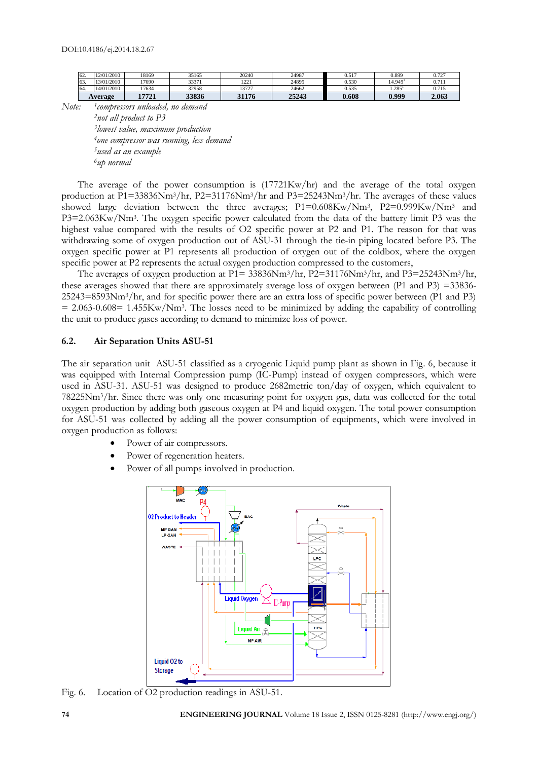| 62. | 12/01/2010 | 18169 | 35165 | 20240 | 24987 | 0.517 | 0.899 | 0.727 |
|---|---|---|---|---|---|---|---|---|
| 63. | 13/01/2010 | 17690 | 33371 | 1221 | 24895 | 0.530 | 14.949[1] | 0.711 |
| 64. | 14/01/2010 | 17634 | 32958 | 13727 | 24662 | 0.535 | 1.285[1] | 0.715 |
| **Average** | | **17721** | **33836** | **31176** | **25243** | **0.608** | **0.999** | **2.063** |

*Note:* [1]*compressors unloaded, no demand*
[2]*not all product to P3*
[3]*lowest value, maximum production*
[4]*one compressor was running, less demand*
[5]*used as an example*
[6]*up normal*

The average of the power consumption is (17721Kw/hr) and the average of the total oxygen production at P1=33836Nm$^3$/hr, P2=31176Nm$^3$/hr and P3=25243Nm$^3$/hr. The averages of these values showed large deviation between the three averages; P1=0.608Kw/Nm$^3$, P2=0.999Kw/Nm$^3$ and P3=2.063Kw/Nm$^3$. The oxygen specific power calculated from the data of the battery limit P3 was the highest value compared with the results of O2 specific power at P2 and P1. The reason for that was withdrawing some of oxygen production out of ASU-31 through the tie-in piping located before P3. The oxygen specific power at P1 represents all production of oxygen out of the coldbox, where the oxygen specific power at P2 represents the actual oxygen production compressed to the customers,

The averages of oxygen production at P1= 33836Nm$^3$/hr, P2=31176Nm$^3$/hr, and P3=25243Nm$^3$/hr, these averages showed that there are approximately average loss of oxygen between (P1 and P3) =33836-25243=8593Nm$^3$/hr, and for specific power there are an extra loss of specific power between (P1 and P3) = 2.063-0.608= 1.455Kw/Nm$^3$. The losses need to be minimized by adding the capability of controlling the unit to produce gases according to demand to minimize loss of power.

### 6.2. Air Separation Units ASU-51

The air separation unit ASU-51 classified as a cryogenic Liquid pump plant as shown in Fig. 6, because it was equipped with Internal Compression pump (IC-Pump) instead of oxygen compressors, which were used in ASU-31. ASU-51 was designed to produce 2682metric ton/day of oxygen, which equivalent to 78225Nm$^3$/hr. Since there was only one measuring point for oxygen gas, data was collected for the total oxygen production by adding both gaseous oxygen at P4 and liquid oxygen. The total power consumption for ASU-51 was collected by adding all the power consumption of equipments, which were involved in oxygen production as follows:

- Power of air compressors.
- Power of regeneration heaters.
- Power of all pumps involved in production.

Fig. 6. Location of O2 production readings in ASU-51.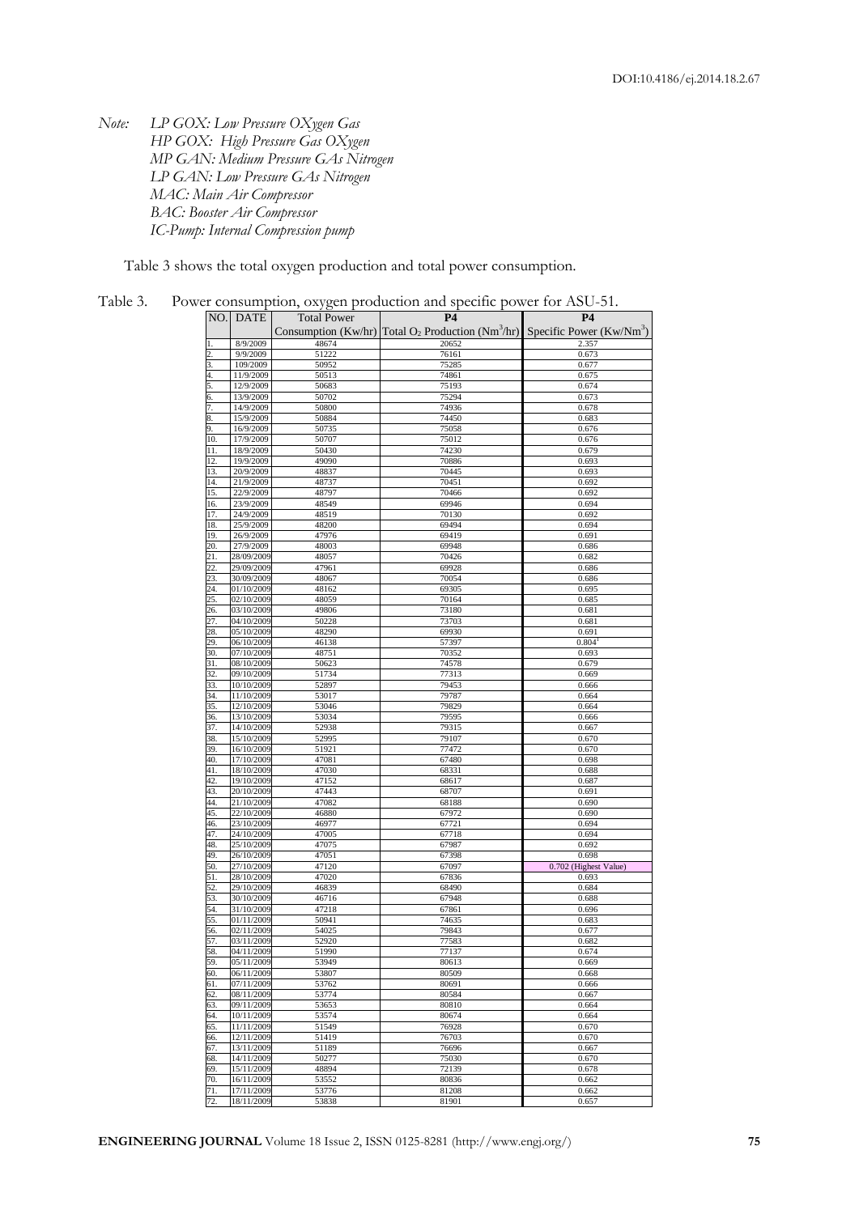*Note: LP GOX: Low Pressure OXygen Gas*
*HP GOX: High Pressure Gas OXygen*
*MP GAN: Medium Pressure GAs Nitrogen*
*LP GAN: Low Pressure GAs Nitrogen*
*MAC: Main Air Compressor*
*BAC: Booster Air Compressor*
*IC-Pump: Internal Compression pump*

Table 3 shows the total oxygen production and total power consumption.

Table 3. Power consumption, oxygen production and specific power for ASU-51.

| NO. | DATE | Total Power Consumption (Kw/hr) | P4 Total $O_2$ Production ($Nm^3$/hr) | P4 Specific Power (Kw/$Nm^3$) |
|---|---|---|---|---|
| 1. | 8/9/2009 | 48674 | 20652 | 2.357 |
| 2. | 9/9/2009 | 51222 | 76161 | 0.673 |
| 3. | 109/2009 | 50952 | 75285 | 0.677 |
| 4. | 11/9/2009 | 50513 | 74861 | 0.675 |
| 5. | 12/9/2009 | 50683 | 75193 | 0.674 |
| 6. | 13/9/2009 | 50702 | 75294 | 0.673 |
| 7. | 14/9/2009 | 50800 | 74936 | 0.678 |
| 8. | 15/9/2009 | 50884 | 74450 | 0.683 |
| 9. | 16/9/2009 | 50735 | 75058 | 0.676 |
| 10. | 17/9/2009 | 50707 | 75012 | 0.676 |
| 11. | 18/9/2009 | 50430 | 74230 | 0.679 |
| 12. | 19/9/2009 | 49090 | 70886 | 0.693 |
| 13. | 20/9/2009 | 48837 | 70445 | 0.693 |
| 14. | 21/9/2009 | 48737 | 70451 | 0.692 |
| 15. | 22/9/2009 | 48797 | 70466 | 0.692 |
| 16. | 23/9/2009 | 48549 | 69946 | 0.694 |
| 17. | 24/9/2009 | 48519 | 70130 | 0.692 |
| 18. | 25/9/2009 | 48200 | 69494 | 0.694 |
| 19. | 26/9/2009 | 47976 | 69419 | 0.691 |
| 20. | 27/9/2009 | 48003 | 69948 | 0.686 |
| 21. | 28/09/2009 | 48057 | 70426 | 0.682 |
| 22. | 29/09/2009 | 47961 | 69928 | 0.686 |
| 23. | 30/09/2009 | 48067 | 70054 | 0.686 |
| 24. | 01/10/2009 | 48162 | 69305 | 0.695 |
| 25. | 02/10/2009 | 48059 | 70164 | 0.685 |
| 26. | 03/10/2009 | 49806 | 73180 | 0.681 |
| 27. | 04/10/2009 | 50228 | 73703 | 0.681 |
| 28. | 05/10/2009 | 48290 | 69930 | 0.691 |
| 29. | 06/10/2009 | 46138 | 57397 | 0.804[1] |
| 30. | 07/10/2009 | 48751 | 70352 | 0.693 |
| 31. | 08/10/2009 | 50623 | 74578 | 0.679 |
| 32. | 09/10/2009 | 51734 | 77313 | 0.669 |
| 33. | 10/10/2009 | 52897 | 79453 | 0.666 |
| 34. | 11/10/2009 | 53017 | 79787 | 0.664 |
| 35. | 12/10/2009 | 53046 | 79829 | 0.664 |
| 36. | 13/10/2009 | 53034 | 79595 | 0.666 |
| 37. | 14/10/2009 | 52938 | 79315 | 0.667 |
| 38. | 15/10/2009 | 52995 | 79107 | 0.670 |
| 39. | 16/10/2009 | 51921 | 77472 | 0.670 |
| 40. | 17/10/2009 | 47081 | 67480 | 0.698 |
| 41. | 18/10/2009 | 47030 | 68331 | 0.688 |
| 42. | 19/10/2009 | 47152 | 68617 | 0.687 |
| 43. | 20/10/2009 | 47443 | 68707 | 0.691 |
| 44. | 21/10/2009 | 47082 | 68188 | 0.690 |
| 45. | 22/10/2009 | 46880 | 67972 | 0.690 |
| 46. | 23/10/2009 | 46977 | 67721 | 0.694 |
| 47. | 24/10/2009 | 47005 | 67718 | 0.694 |
| 48. | 25/10/2009 | 47075 | 67987 | 0.692 |
| 49. | 26/10/2009 | 47051 | 67398 | 0.698 |
| 50. | 27/10/2009 | 47120 | 67097 | 0.702 (Highest Value) |
| 51. | 28/10/2009 | 47020 | 67836 | 0.693 |
| 52. | 29/10/2009 | 46839 | 68490 | 0.684 |
| 53. | 30/10/2009 | 46716 | 67948 | 0.688 |
| 54. | 31/10/2009 | 47218 | 67861 | 0.696 |
| 55. | 01/11/2009 | 50941 | 74635 | 0.683 |
| 56. | 02/11/2009 | 54025 | 79843 | 0.677 |
| 57. | 03/11/2009 | 52920 | 77583 | 0.682 |
| 58. | 04/11/2009 | 51990 | 77137 | 0.674 |
| 59. | 05/11/2009 | 53949 | 80613 | 0.669 |
| 60. | 06/11/2009 | 53807 | 80509 | 0.668 |
| 61. | 07/11/2009 | 53762 | 80691 | 0.666 |
| 62. | 08/11/2009 | 53774 | 80584 | 0.667 |
| 63. | 09/11/2009 | 53653 | 80810 | 0.664 |
| 64. | 10/11/2009 | 53574 | 80674 | 0.664 |
| 65. | 11/11/2009 | 51549 | 76928 | 0.670 |
| 66. | 12/11/2009 | 51419 | 76703 | 0.670 |
| 67. | 13/11/2009 | 51189 | 76696 | 0.667 |
| 68. | 14/11/2009 | 50277 | 75030 | 0.670 |
| 69. | 15/11/2009 | 48894 | 72139 | 0.678 |
| 70. | 16/11/2009 | 53552 | 80836 | 0.662 |
| 71. | 17/11/2009 | 53776 | 81208 | 0.662 |
| 72. | 18/11/2009 | 53838 | 81901 | 0.657 |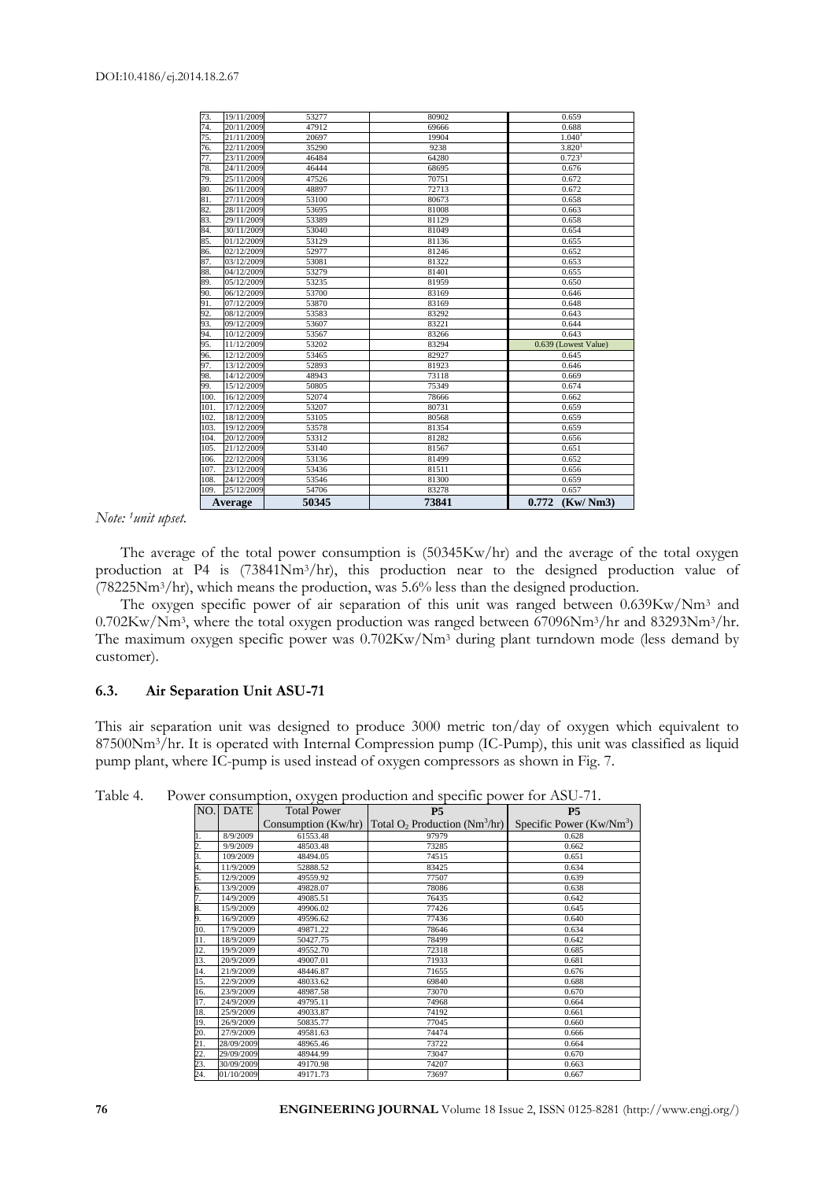| 73. | 19/11/2009 | 53277 | 80902 | 0.659 |
|---|---|---|---|---|
| 74. | 20/11/2009 | 47912 | 69666 | 0.688 |
| 75. | 21/11/2009 | 20697 | 19904 | 1.040[1] |
| 76. | 22/11/2009 | 35290 | 9238 | 3.820[1] |
| 77. | 23/11/2009 | 46484 | 64280 | 0.723[1] |
| 78. | 24/11/2009 | 46444 | 68695 | 0.676 |
| 79. | 25/11/2009 | 47526 | 70751 | 0.672 |
| 80. | 26/11/2009 | 48897 | 72713 | 0.672 |
| 81. | 27/11/2009 | 53100 | 80673 | 0.658 |
| 82. | 28/11/2009 | 53695 | 81008 | 0.663 |
| 83. | 29/11/2009 | 53389 | 81129 | 0.658 |
| 84. | 30/11/2009 | 53040 | 81049 | 0.654 |
| 85. | 01/12/2009 | 53129 | 81136 | 0.655 |
| 86. | 02/12/2009 | 52977 | 81246 | 0.652 |
| 87. | 03/12/2009 | 53081 | 81322 | 0.653 |
| 88. | 04/12/2009 | 53279 | 81401 | 0.655 |
| 89. | 05/12/2009 | 53235 | 81959 | 0.650 |
| 90. | 06/12/2009 | 53700 | 83169 | 0.646 |
| 91. | 07/12/2009 | 53870 | 83169 | 0.648 |
| 92. | 08/12/2009 | 53583 | 83292 | 0.643 |
| 93. | 09/12/2009 | 53607 | 83221 | 0.644 |
| 94. | 10/12/2009 | 53567 | 83266 | 0.643 |
| 95. | 11/12/2009 | 53202 | 83294 | 0.639 (Lowest Value) |
| 96. | 12/12/2009 | 53465 | 82927 | 0.645 |
| 97. | 13/12/2009 | 52893 | 81923 | 0.646 |
| 98. | 14/12/2009 | 48943 | 73118 | 0.669 |
| 99. | 15/12/2009 | 50805 | 75349 | 0.674 |
| 100. | 16/12/2009 | 52074 | 78666 | 0.662 |
| 101. | 17/12/2009 | 53207 | 80731 | 0.659 |
| 102. | 18/12/2009 | 53105 | 80568 | 0.659 |
| 103. | 19/12/2009 | 53578 | 81354 | 0.659 |
| 104. | 20/12/2009 | 53312 | 81282 | 0.656 |
| 105. | 21/12/2009 | 53140 | 81567 | 0.651 |
| 106. | 22/12/2009 | 53136 | 81499 | 0.652 |
| 107. | 23/12/2009 | 53436 | 81511 | 0.656 |
| 108. | 24/12/2009 | 53546 | 81300 | 0.659 |
| 109. | 25/12/2009 | 54706 | 83278 | 0.657 |
| **Average** | | **50345** | **73841** | **0.772 (Kw/ Nm3)** |

*Note: [1]unit upset.*

The average of the total power consumption is (50345Kw/hr) and the average of the total oxygen production at P4 is (73841Nm$^3$/hr), this production near to the designed production value of (78225Nm$^3$/hr), which means the production, was 5.6% less than the designed production.

The oxygen specific power of air separation of this unit was ranged between 0.639Kw/Nm$^3$ and 0.702Kw/Nm$^3$, where the total oxygen production was ranged between 67096Nm$^3$/hr and 83293Nm$^3$/hr. The maximum oxygen specific power was 0.702Kw/Nm$^3$ during plant turndown mode (less demand by customer).

### 6.3. Air Separation Unit ASU-71

This air separation unit was designed to produce 3000 metric ton/day of oxygen which equivalent to 87500Nm$^3$/hr. It is operated with Internal Compression pump (IC-Pump), this unit was classified as liquid pump plant, where IC-pump is used instead of oxygen compressors as shown in Fig. 7.

Table 4. Power consumption, oxygen production and specific power for ASU-71.

| NO. | DATE | Total Power Consumption (Kw/hr) | P5 Total $O_2$ Production (Nm$^3$/hr) | P5 Specific Power (Kw/Nm$^3$) |
|---|---|---|---|---|
| 1. | 8/9/2009 | 61553.48 | 97979 | 0.628 |
| 2. | 9/9/2009 | 48503.48 | 73285 | 0.662 |
| 3. | 109/2009 | 48494.05 | 74515 | 0.651 |
| 4. | 11/9/2009 | 52888.52 | 83425 | 0.634 |
| 5. | 12/9/2009 | 49559.92 | 77507 | 0.639 |
| 6. | 13/9/2009 | 49828.07 | 78086 | 0.638 |
| 7. | 14/9/2009 | 49085.51 | 76435 | 0.642 |
| 8. | 15/9/2009 | 49906.02 | 77426 | 0.645 |
| 9. | 16/9/2009 | 49596.62 | 77436 | 0.640 |
| 10. | 17/9/2009 | 49871.22 | 78646 | 0.634 |
| 11. | 18/9/2009 | 50427.75 | 78499 | 0.642 |
| 12. | 19/9/2009 | 49552.70 | 72318 | 0.685 |
| 13. | 20/9/2009 | 49007.01 | 71933 | 0.681 |
| 14. | 21/9/2009 | 48446.87 | 71655 | 0.676 |
| 15. | 22/9/2009 | 48033.62 | 69840 | 0.688 |
| 16. | 23/9/2009 | 48987.58 | 73070 | 0.670 |
| 17. | 24/9/2009 | 49795.11 | 74968 | 0.664 |
| 18. | 25/9/2009 | 49033.87 | 74192 | 0.661 |
| 19. | 26/9/2009 | 50835.77 | 77045 | 0.660 |
| 20. | 27/9/2009 | 49581.63 | 74474 | 0.666 |
| 21. | 28/09/2009 | 48965.46 | 73722 | 0.664 |
| 22. | 29/09/2009 | 48944.99 | 73047 | 0.670 |
| 23. | 30/09/2009 | 49170.98 | 74207 | 0.663 |
| 24. | 01/10/2009 | 49171.73 | 73697 | 0.667 |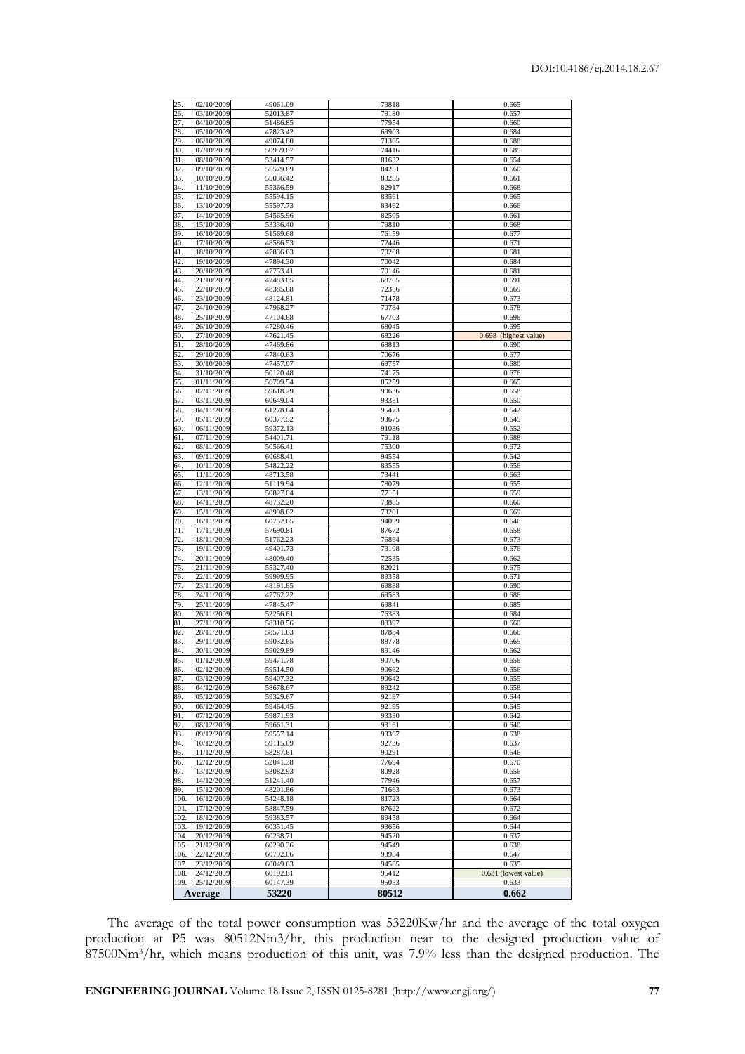| | | | | |
|---|---|---|---|---|
| 25. | 02/10/2009 | 49061.09 | 73818 | 0.665 |
| 26. | 03/10/2009 | 52013.87 | 79180 | 0.657 |
| 27. | 04/10/2009 | 51486.85 | 77954 | 0.660 |
| 28. | 05/10/2009 | 47823.42 | 69903 | 0.684 |
| 29. | 06/10/2009 | 49074.80 | 71365 | 0.688 |
| 30. | 07/10/2009 | 50959.87 | 74416 | 0.685 |
| 31. | 08/10/2009 | 53414.57 | 81632 | 0.654 |
| 32. | 09/10/2009 | 55579.89 | 84251 | 0.660 |
| 33. | 10/10/2009 | 55036.42 | 83255 | 0.661 |
| 34. | 11/10/2009 | 55366.59 | 82917 | 0.668 |
| 35. | 12/10/2009 | 55594.15 | 83561 | 0.665 |
| 36. | 13/10/2009 | 55597.73 | 83462 | 0.666 |
| 37. | 14/10/2009 | 54565.96 | 82505 | 0.661 |
| 38. | 15/10/2009 | 53336.40 | 79810 | 0.668 |
| 39. | 16/10/2009 | 51569.68 | 76159 | 0.677 |
| 40. | 17/10/2009 | 48586.53 | 72446 | 0.671 |
| 41. | 18/10/2009 | 47836.63 | 70208 | 0.681 |
| 42. | 19/10/2009 | 47894.30 | 70042 | 0.684 |
| 43. | 20/10/2009 | 47753.41 | 70146 | 0.681 |
| 44. | 21/10/2009 | 47483.85 | 68765 | 0.691 |
| 45. | 22/10/2009 | 48385.68 | 72356 | 0.669 |
| 46. | 23/10/2009 | 48124.81 | 71478 | 0.673 |
| 47. | 24/10/2009 | 47968.27 | 70784 | 0.678 |
| 48. | 25/10/2009 | 47104.68 | 67703 | 0.696 |
| 49. | 26/10/2009 | 47280.46 | 68045 | 0.695 |
| 50. | 27/10/2009 | 47621.45 | 68226 | 0.698 (highest value) |
| 51. | 28/10/2009 | 47469.86 | 68813 | 0.690 |
| 52. | 29/10/2009 | 47840.63 | 70676 | 0.677 |
| 53. | 30/10/2009 | 47457.07 | 69757 | 0.680 |
| 54. | 31/10/2009 | 50120.48 | 74175 | 0.676 |
| 55. | 01/11/2009 | 56709.54 | 85259 | 0.665 |
| 56. | 02/11/2009 | 59618.29 | 90636 | 0.658 |
| 57. | 03/11/2009 | 60649.04 | 93351 | 0.650 |
| 58. | 04/11/2009 | 61278.64 | 95473 | 0.642 |
| 59. | 05/11/2009 | 60377.52 | 93675 | 0.645 |
| 60. | 06/11/2009 | 59372.13 | 91086 | 0.652 |
| 61. | 07/11/2009 | 54401.71 | 79118 | 0.688 |
| 62. | 08/11/2009 | 50566.41 | 75300 | 0.672 |
| 63. | 09/11/2009 | 60688.41 | 94554 | 0.642 |
| 64. | 10/11/2009 | 54822.22 | 83555 | 0.656 |
| 65. | 11/11/2009 | 48713.58 | 73441 | 0.663 |
| 66. | 12/11/2009 | 51119.94 | 78079 | 0.655 |
| 67. | 13/11/2009 | 50827.04 | 77151 | 0.659 |
| 68. | 14/11/2009 | 48732.20 | 73885 | 0.660 |
| 69. | 15/11/2009 | 48998.62 | 73201 | 0.669 |
| 70. | 16/11/2009 | 60752.65 | 94099 | 0.646 |
| 71. | 17/11/2009 | 57690.81 | 87672 | 0.658 |
| 72. | 18/11/2009 | 51762.23 | 76864 | 0.673 |
| 73. | 19/11/2009 | 49401.73 | 73108 | 0.676 |
| 74. | 20/11/2009 | 48009.40 | 72535 | 0.662 |
| 75. | 21/11/2009 | 55327.40 | 82021 | 0.675 |
| 76. | 22/11/2009 | 59999.95 | 89358 | 0.671 |
| 77. | 23/11/2009 | 48191.85 | 69838 | 0.690 |
| 78. | 24/11/2009 | 47762.22 | 69583 | 0.686 |
| 79. | 25/11/2009 | 47845.47 | 69841 | 0.685 |
| 80. | 26/11/2009 | 52256.61 | 76383 | 0.684 |
| 81. | 27/11/2009 | 58310.56 | 88397 | 0.660 |
| 82. | 28/11/2009 | 58571.63 | 87884 | 0.666 |
| 83. | 29/11/2009 | 59032.65 | 88778 | 0.665 |
| 84. | 30/11/2009 | 59029.89 | 89146 | 0.662 |
| 85. | 01/12/2009 | 59471.78 | 90706 | 0.656 |
| 86. | 02/12/2009 | 59514.50 | 90662 | 0.656 |
| 87. | 03/12/2009 | 59407.32 | 90642 | 0.655 |
| 88. | 04/12/2009 | 58678.67 | 89242 | 0.658 |
| 89. | 05/12/2009 | 59329.67 | 92197 | 0.644 |
| 90. | 06/12/2009 | 59464.45 | 92195 | 0.645 |
| 91. | 07/12/2009 | 59871.93 | 93330 | 0.642 |
| 92. | 08/12/2009 | 59661.31 | 93161 | 0.640 |
| 93. | 09/12/2009 | 59557.14 | 93367 | 0.638 |
| 94. | 10/12/2009 | 59115.09 | 92736 | 0.637 |
| 95. | 11/12/2009 | 58287.61 | 90291 | 0.646 |
| 96. | 12/12/2009 | 52041.38 | 77694 | 0.670 |
| 97. | 13/12/2009 | 53082.93 | 80928 | 0.656 |
| 98. | 14/12/2009 | 51241.40 | 77946 | 0.657 |
| 99. | 15/12/2009 | 48201.86 | 71663 | 0.673 |
| 100. | 16/12/2009 | 54248.18 | 81723 | 0.664 |
| 101. | 17/12/2009 | 58847.59 | 87622 | 0.672 |
| 102. | 18/12/2009 | 59383.57 | 89458 | 0.664 |
| 103. | 19/12/2009 | 60351.45 | 93656 | 0.644 |
| 104. | 20/12/2009 | 60238.71 | 94520 | 0.637 |
| 105. | 21/12/2009 | 60290.36 | 94549 | 0.638 |
| 106. | 22/12/2009 | 60792.06 | 93984 | 0.647 |
| 107. | 23/12/2009 | 60049.63 | 94565 | 0.635 |
| 108. | 24/12/2009 | 60192.81 | 95412 | 0.631 (lowest value) |
| 109. | 25/12/2009 | 60147.39 | 95053 | 0.633 |
| **Average** | | **53220** | **80512** | **0.662** |

The average of the total power consumption was 53220Kw/hr and the average of the total oxygen production at P5 was 80512Nm3/hr, this production near to the designed production value of 87500Nm$^3$/hr, which means production of this unit, was 7.9% less than the designed production. The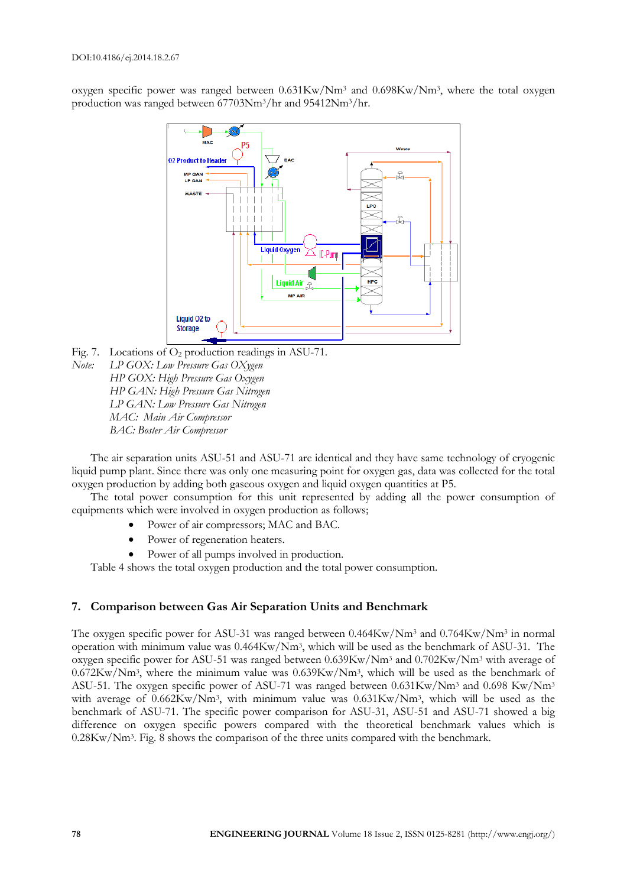oxygen specific power was ranged between 0.631Kw/Nm$^3$ and 0.698Kw/Nm$^3$, where the total oxygen production was ranged between 67703Nm$^3$/hr and 95412Nm$^3$/hr.

Fig. 7. Locations of $O_2$ production readings in ASU-71.

*Note:* *LP GOX: Low Pressure Gas OXygen*
*HP GOX: High Pressure Gas Oxygen*
*HP GAN: High Pressure Gas Nitrogen*
*LP GAN: Low Pressure Gas Nitrogen*
*MAC: Main Air Compressor*
*BAC: Boster Air Compressor*

The air separation units ASU-51 and ASU-71 are identical and they have same technology of cryogenic liquid pump plant. Since there was only one measuring point for oxygen gas, data was collected for the total oxygen production by adding both gaseous oxygen and liquid oxygen quantities at P5.

The total power consumption for this unit represented by adding all the power consumption of equipments which were involved in oxygen production as follows;

- Power of air compressors; MAC and BAC.
- Power of regeneration heaters.
- Power of all pumps involved in production.

Table 4 shows the total oxygen production and the total power consumption.

## 7. Comparison between Gas Air Separation Units and Benchmark

The oxygen specific power for ASU-31 was ranged between 0.464Kw/Nm$^3$ and 0.764Kw/Nm$^3$ in normal operation with minimum value was 0.464Kw/Nm$^3$, which will be used as the benchmark of ASU-31. The oxygen specific power for ASU-51 was ranged between 0.639Kw/Nm$^3$ and 0.702Kw/Nm$^3$ with average of 0.672Kw/Nm$^3$, where the minimum value was 0.639Kw/Nm$^3$, which will be used as the benchmark of ASU-51. The oxygen specific power of ASU-71 was ranged between 0.631Kw/Nm$^3$ and 0.698 Kw/Nm$^3$ with average of 0.662Kw/Nm$^3$, with minimum value was 0.631Kw/Nm$^3$, which will be used as the benchmark of ASU-71. The specific power comparison for ASU-31, ASU-51 and ASU-71 showed a big difference on oxygen specific powers compared with the theoretical benchmark values which is 0.28Kw/Nm$^3$. Fig. 8 shows the comparison of the three units compared with the benchmark.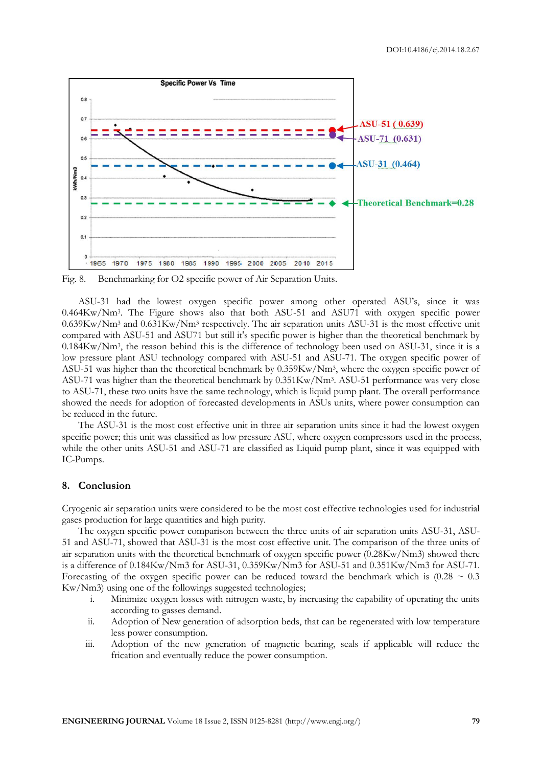Fig. 8. Benchmarking for O2 specific power of Air Separation Units.

ASU-31 had the lowest oxygen specific power among other operated ASU's, since it was 0.464Kw/Nm$^3$. The Figure shows also that both ASU-51 and ASU71 with oxygen specific power 0.639Kw/Nm$^3$ and 0.631Kw/Nm$^3$ respectively. The air separation units ASU-31 is the most effective unit compared with ASU-51 and ASU71 but still it's specific power is higher than the theoretical benchmark by 0.184Kw/Nm$^3$, the reason behind this is the difference of technology been used on ASU-31, since it is a low pressure plant ASU technology compared with ASU-51 and ASU-71. The oxygen specific power of ASU-51 was higher than the theoretical benchmark by 0.359Kw/Nm$^3$, where the oxygen specific power of ASU-71 was higher than the theoretical benchmark by 0.351Kw/Nm$^3$. ASU-51 performance was very close to ASU-71, these two units have the same technology, which is liquid pump plant. The overall performance showed the needs for adoption of forecasted developments in ASUs units, where power consumption can be reduced in the future.

The ASU-31 is the most cost effective unit in three air separation units since it had the lowest oxygen specific power; this unit was classified as low pressure ASU, where oxygen compressors used in the process, while the other units ASU-51 and ASU-71 are classified as Liquid pump plant, since it was equipped with IC-Pumps.

## 8. Conclusion

Cryogenic air separation units were considered to be the most cost effective technologies used for industrial gases production for large quantities and high purity.

The oxygen specific power comparison between the three units of air separation units ASU-31, ASU-51 and ASU-71, showed that ASU-31 is the most cost effective unit. The comparison of the three units of air separation units with the theoretical benchmark of oxygen specific power (0.28Kw/Nm3) showed there is a difference of 0.184Kw/Nm3 for ASU-31, 0.359Kw/Nm3 for ASU-51 and 0.351Kw/Nm3 for ASU-71. Forecasting of the oxygen specific power can be reduced toward the benchmark which is (0.28 ~ 0.3 Kw/Nm3) using one of the followings suggested technologies;

i. Minimize oxygen losses with nitrogen waste, by increasing the capability of operating the units according to gasses demand.
ii. Adoption of New generation of adsorption beds, that can be regenerated with low temperature less power consumption.
iii. Adoption of the new generation of magnetic bearing, seals if applicable will reduce the frication and eventually reduce the power consumption.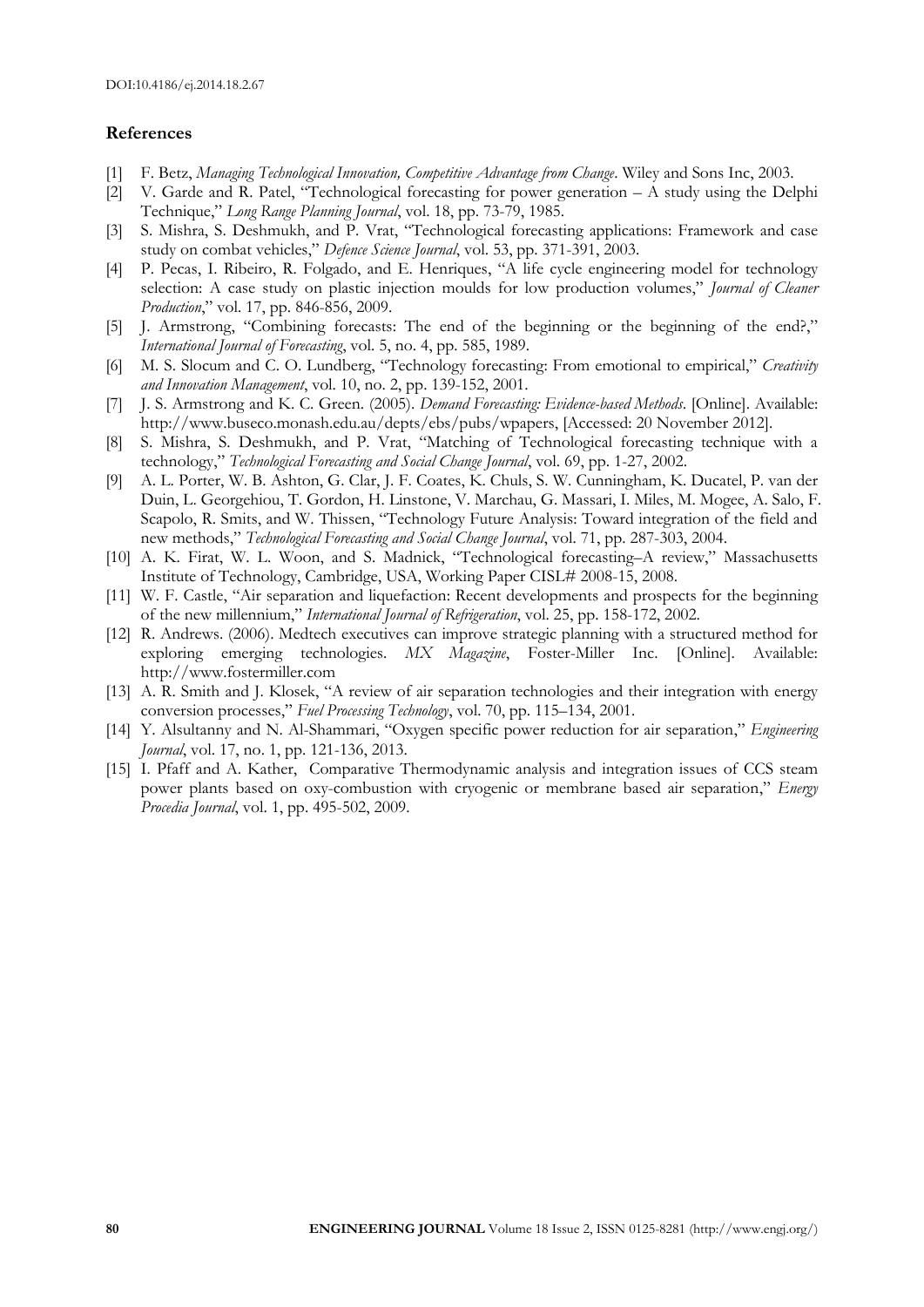## References

[1] F. Betz, *Managing Technological Innovation, Competitive Advantage from Change*. Wiley and Sons Inc, 2003.

[2] V. Garde and R. Patel, "Technological forecasting for power generation – A study using the Delphi Technique," *Long Range Planning Journal*, vol. 18, pp. 73-79, 1985.

[3] S. Mishra, S. Deshmukh, and P. Vrat, "Technological forecasting applications: Framework and case study on combat vehicles," *Defence Science Journal*, vol. 53, pp. 371-391, 2003.

[4] P. Pecas, I. Ribeiro, R. Folgado, and E. Henriques, "A life cycle engineering model for technology selection: A case study on plastic injection moulds for low production volumes," *Journal of Cleaner Production*," vol. 17, pp. 846-856, 2009.

[5] J. Armstrong, "Combining forecasts: The end of the beginning or the beginning of the end?," *International Journal of Forecasting*, vol. 5, no. 4, pp. 585, 1989.

[6] M. S. Slocum and C. O. Lundberg, "Technology forecasting: From emotional to empirical," *Creativity and Innovation Management*, vol. 10, no. 2, pp. 139-152, 2001.

[7] J. S. Armstrong and K. C. Green. (2005). *Demand Forecasting: Evidence-based Methods*. [Online]. Available: http://www.buseco.monash.edu.au/depts/ebs/pubs/wpapers, [Accessed: 20 November 2012].

[8] S. Mishra, S. Deshmukh, and P. Vrat, "Matching of Technological forecasting technique with a technology," *Technological Forecasting and Social Change Journal*, vol. 69, pp. 1-27, 2002.

[9] A. L. Porter, W. B. Ashton, G. Clar, J. F. Coates, K. Chuls, S. W. Cunningham, K. Ducatel, P. van der Duin, L. Georgehiou, T. Gordon, H. Linstone, V. Marchau, G. Massari, I. Miles, M. Mogee, A. Salo, F. Scapolo, R. Smits, and W. Thissen, "Technology Future Analysis: Toward integration of the field and new methods," *Technological Forecasting and Social Change Journal*, vol. 71, pp. 287-303, 2004.

[10] A. K. Firat, W. L. Woon, and S. Madnick, "Technological forecasting–A review," Massachusetts Institute of Technology, Cambridge, USA, Working Paper CISL# 2008-15, 2008.

[11] W. F. Castle, "Air separation and liquefaction: Recent developments and prospects for the beginning of the new millennium," *International Journal of Refrigeration*, vol. 25, pp. 158-172, 2002.

[12] R. Andrews. (2006). Medtech executives can improve strategic planning with a structured method for exploring emerging technologies. *MX Magazine*, Foster-Miller Inc. [Online]. Available: http://www.fostermiller.com

[13] A. R. Smith and J. Klosek, "A review of air separation technologies and their integration with energy conversion processes," *Fuel Processing Technology*, vol. 70, pp. 115–134, 2001.

[14] Y. Alsultanny and N. Al-Shammari, "Oxygen specific power reduction for air separation," *Engineering Journal*, vol. 17, no. 1, pp. 121-136, 2013.

[15] I. Pfaff and A. Kather, Comparative Thermodynamic analysis and integration issues of CCS steam power plants based on oxy-combustion with cryogenic or membrane based air separation," *Energy Procedia Journal*, vol. 1, pp. 495-502, 2009.